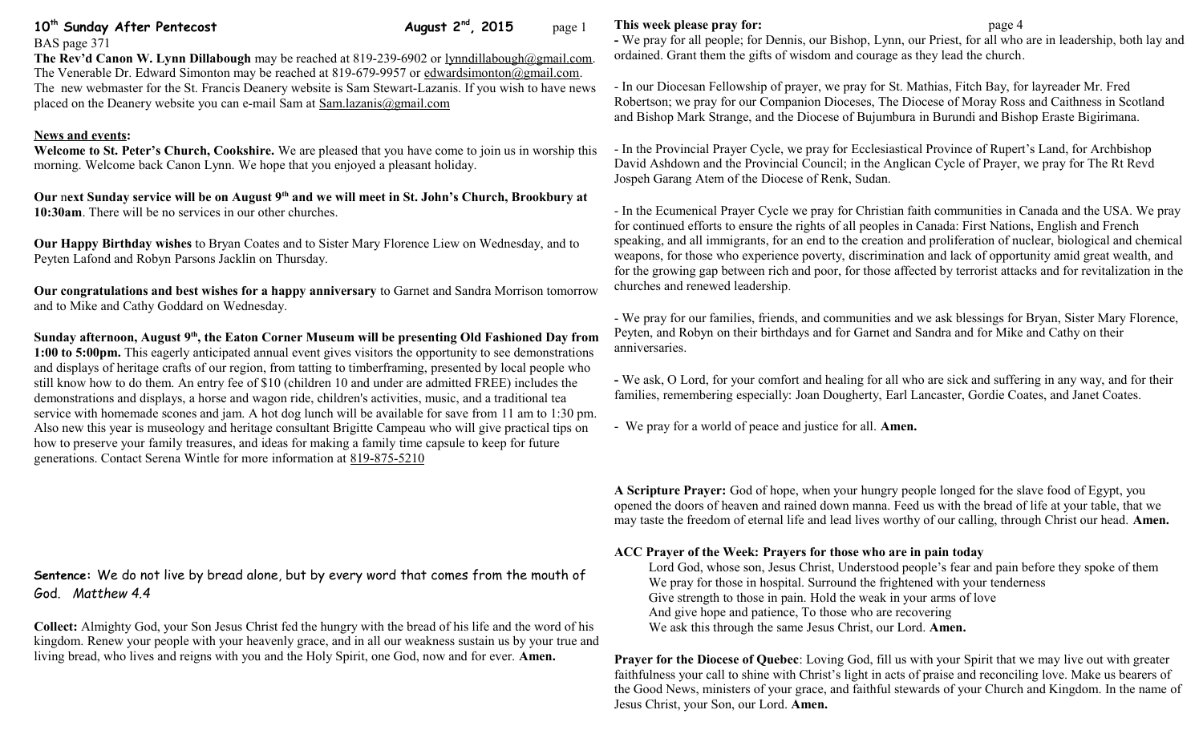# 10th Sunday After Pentecost — August 2nd, 2015

BAS page 371

**The Rev'd Canon W. Lynn Dillabough** may be reached at 819-239-6902 or lynndillabough@gmail.com. The Venerable Dr. Edward Simonton may be reached at 819-679-9957 or edwardsimonton@gmail.com. The new webmaster for the St. Francis Deanery website is Sam Stewart-Lazanis. If you wish to have news placed on the Deanery website you can e-mail Sam at Sam.lazanis@gmail.com

## News and events:

**Welcome to St. Peter's Church, Cookshire.** We are pleased that you have come to join us in worship this morning. Welcome back Canon Lynn. We hope that you enjoyed a pleasant holiday.

**Our next Sunday service will be on August 9th and we will meet in St. John's Church, Brookbury at 10:30am**. There will be no services in our other churches.

**Our Happy Birthday wishes** to Bryan Coates and to Sister Mary Florence Liew on Wednesday, and to Peyten Lafond and Robyn Parsons Jacklin on Thursday.

**Our congratulations and best wishes for a happy anniversary** to Garnet and Sandra Morrison tomorrow and to Mike and Cathy Goddard on Wednesday.

**Sunday afternoon, August 9th, the Eaton Corner Museum will be presenting Old Fashioned Day from 1:00 to 5:00pm.** This eagerly anticipated annual event gives visitors the opportunity to see demonstrations and displays of heritage crafts of our region, from tatting to timberframing, presented by local people who still know how to do them. An entry fee of $10 (children 10 and under are admitted FREE) includes the demonstrations and displays, a horse and wagon ride, children's activities, music, and a traditional tea service with homemade scones and jam. A hot dog lunch will be available for save from 11 am to 1:30 pm. Also new this year is museology and heritage consultant Brigitte Campeau who will give practical tips on how to preserve your family treasures, and ideas for making a family time capsule to keep for future generations. Contact Serena Wintle for more information at 819-875-5210

**Sentence:** We do not live by bread alone, but by every word that comes from the mouth of God. *Matthew 4.4*

**Collect:** Almighty God, your Son Jesus Christ fed the hungry with the bread of his life and the word of his kingdom. Renew your people with your heavenly grace, and in all our weakness sustain us by your true and living bread, who lives and reigns with you and the Holy Spirit, one God, now and for ever. **Amen.**

## This week please pray for:

- We pray for all people; for Dennis, our Bishop, Lynn, our Priest, for all who are in leadership, both lay and ordained. Grant them the gifts of wisdom and courage as they lead the church.

- In our Diocesan Fellowship of prayer, we pray for St. Mathias, Fitch Bay, for layreader Mr. Fred Robertson; we pray for our Companion Dioceses, The Diocese of Moray Ross and Caithness in Scotland and Bishop Mark Strange, and the Diocese of Bujumbura in Burundi and Bishop Eraste Bigirimana.

- In the Provincial Prayer Cycle, we pray for Ecclesiastical Province of Rupert's Land, for Archbishop David Ashdown and the Provincial Council; in the Anglican Cycle of Prayer, we pray for The Rt Revd Jospeh Garang Atem of the Diocese of Renk, Sudan.

- In the Ecumenical Prayer Cycle we pray for Christian faith communities in Canada and the USA. We pray for continued efforts to ensure the rights of all peoples in Canada: First Nations, English and French speaking, and all immigrants, for an end to the creation and proliferation of nuclear, biological and chemical weapons, for those who experience poverty, discrimination and lack of opportunity amid great wealth, and for the growing gap between rich and poor, for those affected by terrorist attacks and for revitalization in the churches and renewed leadership.

- We pray for our families, friends, and communities and we ask blessings for Bryan, Sister Mary Florence, Peyten, and Robyn on their birthdays and for Garnet and Sandra and for Mike and Cathy on their anniversaries.

- We ask, O Lord, for your comfort and healing for all who are sick and suffering in any way, and for their families, remembering especially: Joan Dougherty, Earl Lancaster, Gordie Coates, and Janet Coates.

- We pray for a world of peace and justice for all. **Amen.**

**A Scripture Prayer:** God of hope, when your hungry people longed for the slave food of Egypt, you opened the doors of heaven and rained down manna. Feed us with the bread of life at your table, that we may taste the freedom of eternal life and lead lives worthy of our calling, through Christ our head. **Amen.**

**ACC Prayer of the Week: Prayers for those who are in pain today**

Lord God, whose son, Jesus Christ, Understood people's fear and pain before they spoke of them
We pray for those in hospital. Surround the frightened with your tenderness
Give strength to those in pain. Hold the weak in your arms of love
And give hope and patience, To those who are recovering
We ask this through the same Jesus Christ, our Lord. **Amen.**

**Prayer for the Diocese of Quebec**: Loving God, fill us with your Spirit that we may live out with greater faithfulness your call to shine with Christ's light in acts of praise and reconciling love. Make us bearers of the Good News, ministers of your grace, and faithful stewards of your Church and Kingdom. In the name of Jesus Christ, your Son, our Lord. **Amen.**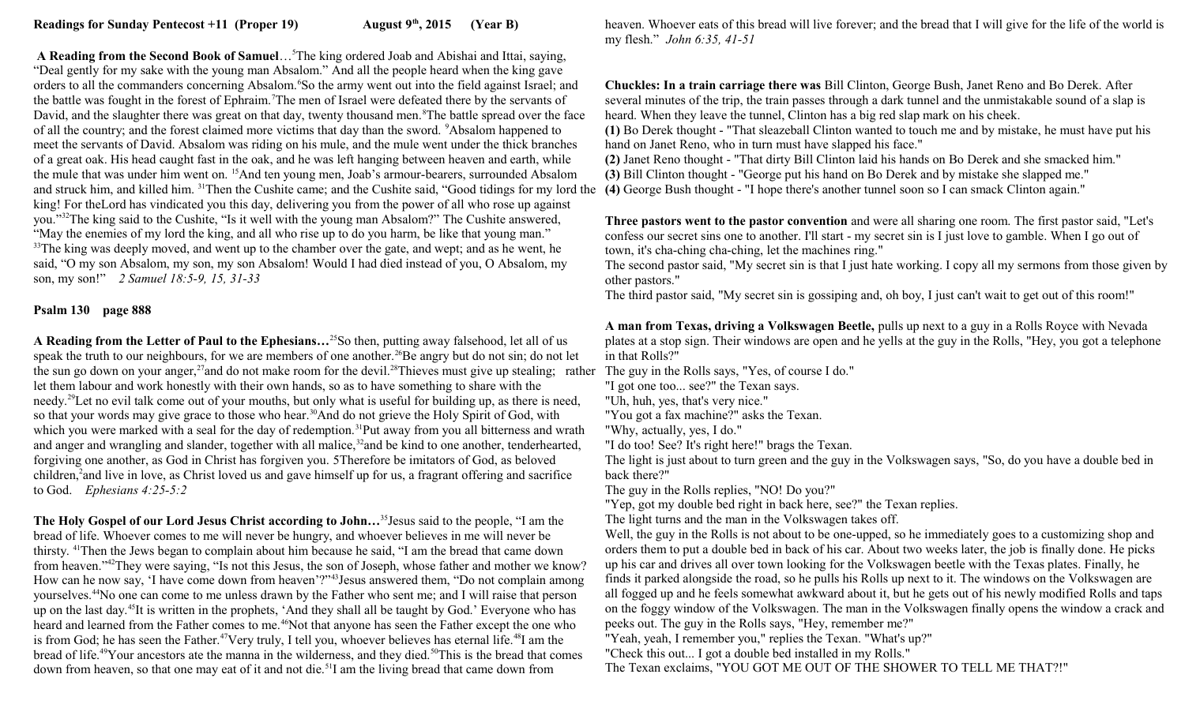**Readings for Sunday Pentecost +11 (Proper 19) August 9th, 2015 (Year B)**

**A Reading from the Second Book of Samuel**…[5]The king ordered Joab and Abishai and Ittai, saying, "Deal gently for my sake with the young man Absalom." And all the people heard when the king gave orders to all the commanders concerning Absalom.[6]So the army went out into the field against Israel; and the battle was fought in the forest of Ephraim.[7]The men of Israel were defeated there by the servants of David, and the slaughter there was great on that day, twenty thousand men.[8]The battle spread over the face of all the country; and the forest claimed more victims that day than the sword. [9]Absalom happened to meet the servants of David. Absalom was riding on his mule, and the mule went under the thick branches of a great oak. His head caught fast in the oak, and he was left hanging between heaven and earth, while the mule that was under him went on. [15]And ten young men, Joab's armour-bearers, surrounded Absalom and struck him, and killed him. [31]Then the Cushite came; and the Cushite said, "Good tidings for my lord the king! For theLord has vindicated you this day, delivering you from the power of all who rose up against you."[32]The king said to the Cushite, "Is it well with the young man Absalom?" The Cushite answered, "May the enemies of my lord the king, and all who rise up to do you harm, be like that young man." [33]The king was deeply moved, and went up to the chamber over the gate, and wept; and as he went, he said, "O my son Absalom, my son, my son Absalom! Would I had died instead of you, O Absalom, my son, my son!" *2 Samuel 18:5-9, 15, 31-33*

**Psalm 130 page 888**

**A Reading from the Letter of Paul to the Ephesians…**[25]So then, putting away falsehood, let all of us speak the truth to our neighbours, for we are members of one another.[26]Be angry but do not sin; do not let the sun go down on your anger,[27]and do not make room for the devil.[28]Thieves must give up stealing; rather let them labour and work honestly with their own hands, so as to have something to share with the needy.[29]Let no evil talk come out of your mouths, but only what is useful for building up, as there is need, so that your words may give grace to those who hear.[30]And do not grieve the Holy Spirit of God, with which you were marked with a seal for the day of redemption.[31]Put away from you all bitterness and wrath and anger and wrangling and slander, together with all malice,[32]and be kind to one another, tenderhearted, forgiving one another, as God in Christ has forgiven you. 5Therefore be imitators of God, as beloved children,[2]and live in love, as Christ loved us and gave himself up for us, a fragrant offering and sacrifice to God. *Ephesians 4:25-5:2*

**The Holy Gospel of our Lord Jesus Christ according to John…**[35]Jesus said to the people, "I am the bread of life. Whoever comes to me will never be hungry, and whoever believes in me will never be thirsty. [41]Then the Jews began to complain about him because he said, "I am the bread that came down from heaven."[42]They were saying, "Is not this Jesus, the son of Joseph, whose father and mother we know? How can he now say, 'I have come down from heaven'?"[43]Jesus answered them, "Do not complain among yourselves.[44]No one can come to me unless drawn by the Father who sent me; and I will raise that person up on the last day.[45]It is written in the prophets, 'And they shall all be taught by God.' Everyone who has heard and learned from the Father comes to me.[46]Not that anyone has seen the Father except the one who is from God; he has seen the Father.[47]Very truly, I tell you, whoever believes has eternal life.[48]I am the bread of life.[49]Your ancestors ate the manna in the wilderness, and they died.[50]This is the bread that comes down from heaven, so that one may eat of it and not die.[51]I am the living bread that came down from heaven. Whoever eats of this bread will live forever; and the bread that I will give for the life of the world is my flesh." *John 6:35, 41-51*

**Chuckles: In a train carriage there was** Bill Clinton, George Bush, Janet Reno and Bo Derek. After several minutes of the trip, the train passes through a dark tunnel and the unmistakable sound of a slap is heard. When they leave the tunnel, Clinton has a big red slap mark on his cheek.

**(1)** Bo Derek thought - "That sleazeball Clinton wanted to touch me and by mistake, he must have put his hand on Janet Reno, who in turn must have slapped his face."

**(2)** Janet Reno thought - "That dirty Bill Clinton laid his hands on Bo Derek and she smacked him."

**(3)** Bill Clinton thought - "George put his hand on Bo Derek and by mistake she slapped me."

**(4)** George Bush thought - "I hope there's another tunnel soon so I can smack Clinton again."

**Three pastors went to the pastor convention** and were all sharing one room. The first pastor said, "Let's confess our secret sins one to another. I'll start - my secret sin is I just love to gamble. When I go out of town, it's cha-ching cha-ching, let the machines ring."

The second pastor said, "My secret sin is that I just hate working. I copy all my sermons from those given by other pastors."

The third pastor said, "My secret sin is gossiping and, oh boy, I just can't wait to get out of this room!"

**A man from Texas, driving a Volkswagen Beetle,** pulls up next to a guy in a Rolls Royce with Nevada plates at a stop sign. Their windows are open and he yells at the guy in the Rolls, "Hey, you got a telephone in that Rolls?"

The guy in the Rolls says, "Yes, of course I do."

"I got one too... see?" the Texan says.

"Uh, huh, yes, that's very nice."

"You got a fax machine?" asks the Texan.

"Why, actually, yes, I do."

"I do too! See? It's right here!" brags the Texan.

The light is just about to turn green and the guy in the Volkswagen says, "So, do you have a double bed in back there?"

The guy in the Rolls replies, "NO! Do you?"

"Yep, got my double bed right in back here, see?" the Texan replies.

The light turns and the man in the Volkswagen takes off.

Well, the guy in the Rolls is not about to be one-upped, so he immediately goes to a customizing shop and orders them to put a double bed in back of his car. About two weeks later, the job is finally done. He picks up his car and drives all over town looking for the Volkswagen beetle with the Texas plates. Finally, he finds it parked alongside the road, so he pulls his Rolls up next to it. The windows on the Volkswagen are all fogged up and he feels somewhat awkward about it, but he gets out of his newly modified Rolls and taps on the foggy window of the Volkswagen. The man in the Volkswagen finally opens the window a crack and peeks out. The guy in the Rolls says, "Hey, remember me?"

"Yeah, yeah, I remember you," replies the Texan. "What's up?"

"Check this out... I got a double bed installed in my Rolls."

The Texan exclaims, "YOU GOT ME OUT OF THE SHOWER TO TELL ME THAT?!"